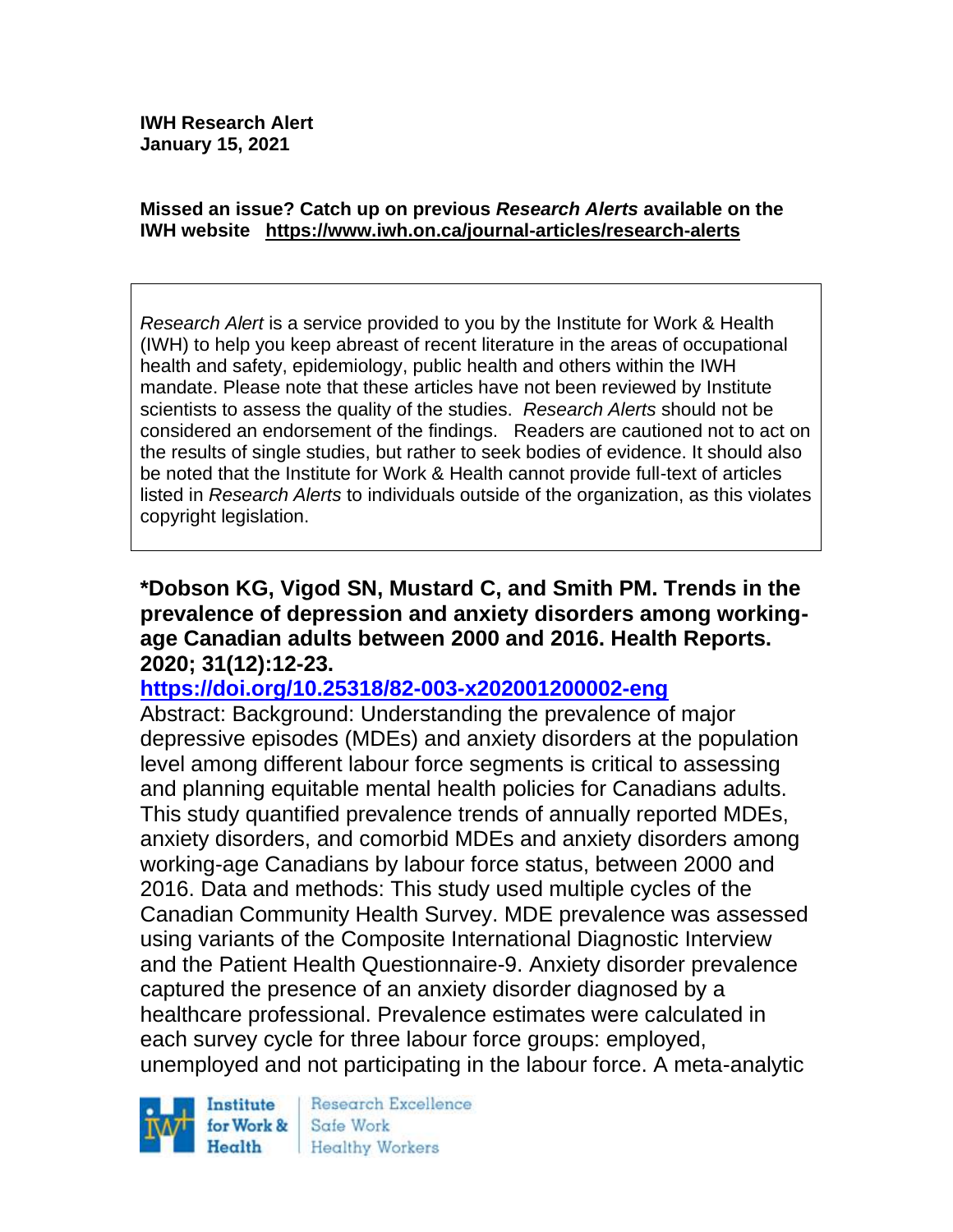**IWH Research Alert**
**January 15, 2021**

**Missed an issue? Catch up on previous *Research Alerts* available on the IWH website https://www.iwh.on.ca/journal-articles/research-alerts**

*Research Alert* is a service provided to you by the Institute for Work & Health (IWH) to help you keep abreast of recent literature in the areas of occupational health and safety, epidemiology, public health and others within the IWH mandate. Please note that these articles have not been reviewed by Institute scientists to assess the quality of the studies. *Research Alerts* should not be considered an endorsement of the findings. Readers are cautioned not to act on the results of single studies, but rather to seek bodies of evidence. It should also be noted that the Institute for Work & Health cannot provide full-text of articles listed in *Research Alerts* to individuals outside of the organization, as this violates copyright legislation.

**\*Dobson KG, Vigod SN, Mustard C, and Smith PM. Trends in the prevalence of depression and anxiety disorders among working-age Canadian adults between 2000 and 2016. Health Reports. 2020; 31(12):12-23.**

**https://doi.org/10.25318/82-003-x202001200002-eng**

Abstract: Background: Understanding the prevalence of major depressive episodes (MDEs) and anxiety disorders at the population level among different labour force segments is critical to assessing and planning equitable mental health policies for Canadians adults. This study quantified prevalence trends of annually reported MDEs, anxiety disorders, and comorbid MDEs and anxiety disorders among working-age Canadians by labour force status, between 2000 and 2016. Data and methods: This study used multiple cycles of the Canadian Community Health Survey. MDE prevalence was assessed using variants of the Composite International Diagnostic Interview and the Patient Health Questionnaire-9. Anxiety disorder prevalence captured the presence of an anxiety disorder diagnosed by a healthcare professional. Prevalence estimates were calculated in each survey cycle for three labour force groups: employed, unemployed and not participating in the labour force. A meta-analytic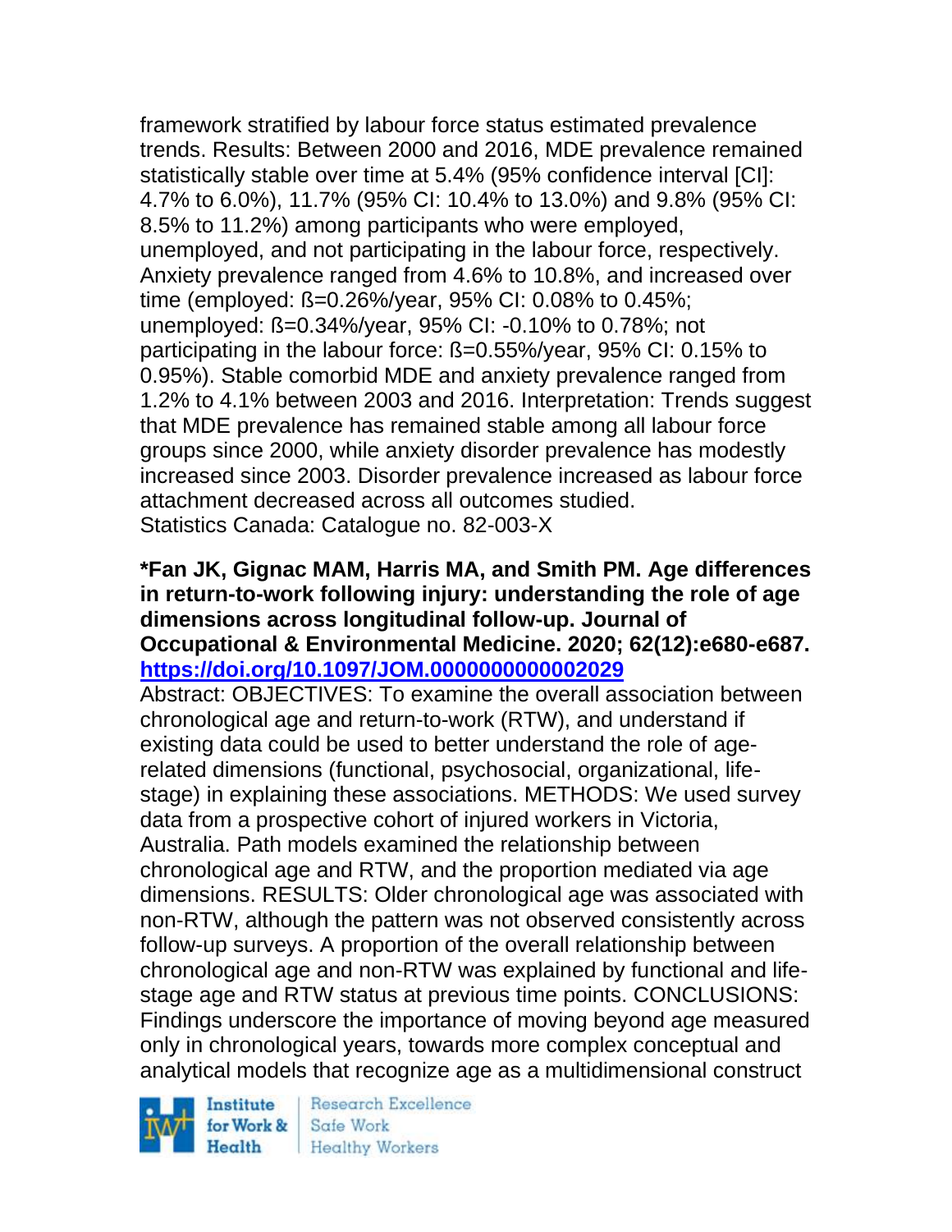framework stratified by labour force status estimated prevalence trends. Results: Between 2000 and 2016, MDE prevalence remained statistically stable over time at 5.4% (95% confidence interval [CI]: 4.7% to 6.0%), 11.7% (95% CI: 10.4% to 13.0%) and 9.8% (95% CI: 8.5% to 11.2%) among participants who were employed, unemployed, and not participating in the labour force, respectively. Anxiety prevalence ranged from 4.6% to 10.8%, and increased over time (employed: ß=0.26%/year, 95% CI: 0.08% to 0.45%; unemployed: ß=0.34%/year, 95% CI: -0.10% to 0.78%; not participating in the labour force: ß=0.55%/year, 95% CI: 0.15% to 0.95%). Stable comorbid MDE and anxiety prevalence ranged from 1.2% to 4.1% between 2003 and 2016. Interpretation: Trends suggest that MDE prevalence has remained stable among all labour force groups since 2000, while anxiety disorder prevalence has modestly increased since 2003. Disorder prevalence increased as labour force attachment decreased across all outcomes studied.
Statistics Canada: Catalogue no. 82-003-X

**\*Fan JK, Gignac MAM, Harris MA, and Smith PM. Age differences in return-to-work following injury: understanding the role of age dimensions across longitudinal follow-up. Journal of Occupational & Environmental Medicine. 2020; 62(12):e680-e687. https://doi.org/10.1097/JOM.0000000000002029**

Abstract: OBJECTIVES: To examine the overall association between chronological age and return-to-work (RTW), and understand if existing data could be used to better understand the role of age-related dimensions (functional, psychosocial, organizational, life-stage) in explaining these associations. METHODS: We used survey data from a prospective cohort of injured workers in Victoria, Australia. Path models examined the relationship between chronological age and RTW, and the proportion mediated via age dimensions. RESULTS: Older chronological age was associated with non-RTW, although the pattern was not observed consistently across follow-up surveys. A proportion of the overall relationship between chronological age and non-RTW was explained by functional and life-stage age and RTW status at previous time points. CONCLUSIONS: Findings underscore the importance of moving beyond age measured only in chronological years, towards more complex conceptual and analytical models that recognize age as a multidimensional construct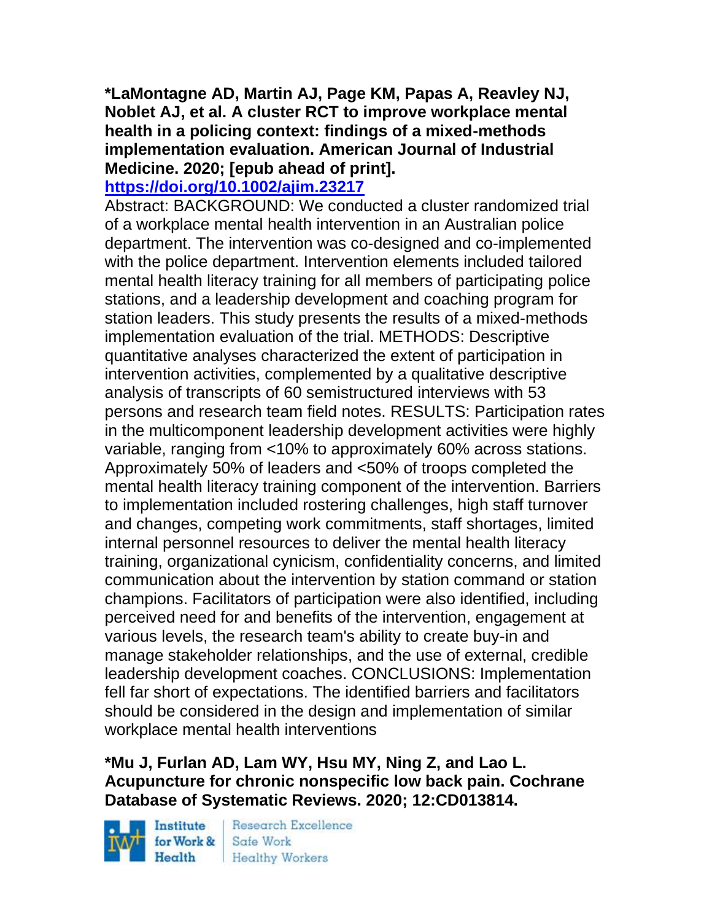**\*LaMontagne AD, Martin AJ, Page KM, Papas A, Reavley NJ, Noblet AJ, et al. A cluster RCT to improve workplace mental health in a policing context: findings of a mixed-methods implementation evaluation. American Journal of Industrial Medicine. 2020; [epub ahead of print].**
**https://doi.org/10.1002/ajim.23217**

Abstract: BACKGROUND: We conducted a cluster randomized trial of a workplace mental health intervention in an Australian police department. The intervention was co-designed and co-implemented with the police department. Intervention elements included tailored mental health literacy training for all members of participating police stations, and a leadership development and coaching program for station leaders. This study presents the results of a mixed-methods implementation evaluation of the trial. METHODS: Descriptive quantitative analyses characterized the extent of participation in intervention activities, complemented by a qualitative descriptive analysis of transcripts of 60 semistructured interviews with 53 persons and research team field notes. RESULTS: Participation rates in the multicomponent leadership development activities were highly variable, ranging from <10% to approximately 60% across stations. Approximately 50% of leaders and <50% of troops completed the mental health literacy training component of the intervention. Barriers to implementation included rostering challenges, high staff turnover and changes, competing work commitments, staff shortages, limited internal personnel resources to deliver the mental health literacy training, organizational cynicism, confidentiality concerns, and limited communication about the intervention by station command or station champions. Facilitators of participation were also identified, including perceived need for and benefits of the intervention, engagement at various levels, the research team's ability to create buy-in and manage stakeholder relationships, and the use of external, credible leadership development coaches. CONCLUSIONS: Implementation fell far short of expectations. The identified barriers and facilitators should be considered in the design and implementation of similar workplace mental health interventions

**\*Mu J, Furlan AD, Lam WY, Hsu MY, Ning Z, and Lao L. Acupuncture for chronic nonspecific low back pain. Cochrane Database of Systematic Reviews. 2020; 12:CD013814.**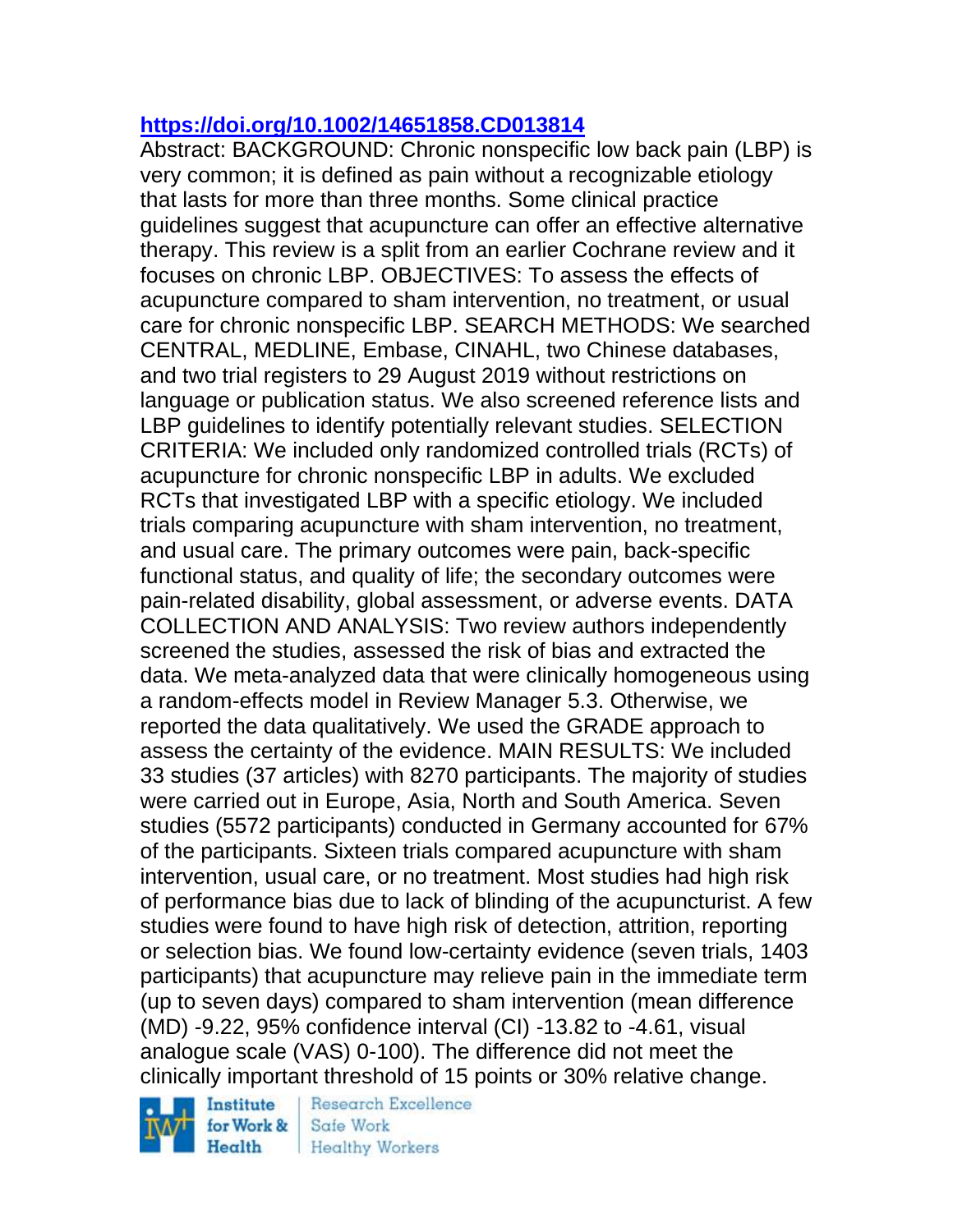**https://doi.org/10.1002/14651858.CD013814**

Abstract: BACKGROUND: Chronic nonspecific low back pain (LBP) is very common; it is defined as pain without a recognizable etiology that lasts for more than three months. Some clinical practice guidelines suggest that acupuncture can offer an effective alternative therapy. This review is a split from an earlier Cochrane review and it focuses on chronic LBP. OBJECTIVES: To assess the effects of acupuncture compared to sham intervention, no treatment, or usual care for chronic nonspecific LBP. SEARCH METHODS: We searched CENTRAL, MEDLINE, Embase, CINAHL, two Chinese databases, and two trial registers to 29 August 2019 without restrictions on language or publication status. We also screened reference lists and LBP guidelines to identify potentially relevant studies. SELECTION CRITERIA: We included only randomized controlled trials (RCTs) of acupuncture for chronic nonspecific LBP in adults. We excluded RCTs that investigated LBP with a specific etiology. We included trials comparing acupuncture with sham intervention, no treatment, and usual care. The primary outcomes were pain, back-specific functional status, and quality of life; the secondary outcomes were pain-related disability, global assessment, or adverse events. DATA COLLECTION AND ANALYSIS: Two review authors independently screened the studies, assessed the risk of bias and extracted the data. We meta-analyzed data that were clinically homogeneous using a random-effects model in Review Manager 5.3. Otherwise, we reported the data qualitatively. We used the GRADE approach to assess the certainty of the evidence. MAIN RESULTS: We included 33 studies (37 articles) with 8270 participants. The majority of studies were carried out in Europe, Asia, North and South America. Seven studies (5572 participants) conducted in Germany accounted for 67% of the participants. Sixteen trials compared acupuncture with sham intervention, usual care, or no treatment. Most studies had high risk of performance bias due to lack of blinding of the acupuncturist. A few studies were found to have high risk of detection, attrition, reporting or selection bias. We found low-certainty evidence (seven trials, 1403 participants) that acupuncture may relieve pain in the immediate term (up to seven days) compared to sham intervention (mean difference (MD) -9.22, 95% confidence interval (CI) -13.82 to -4.61, visual analogue scale (VAS) 0-100). The difference did not meet the clinically important threshold of 15 points or 30% relative change.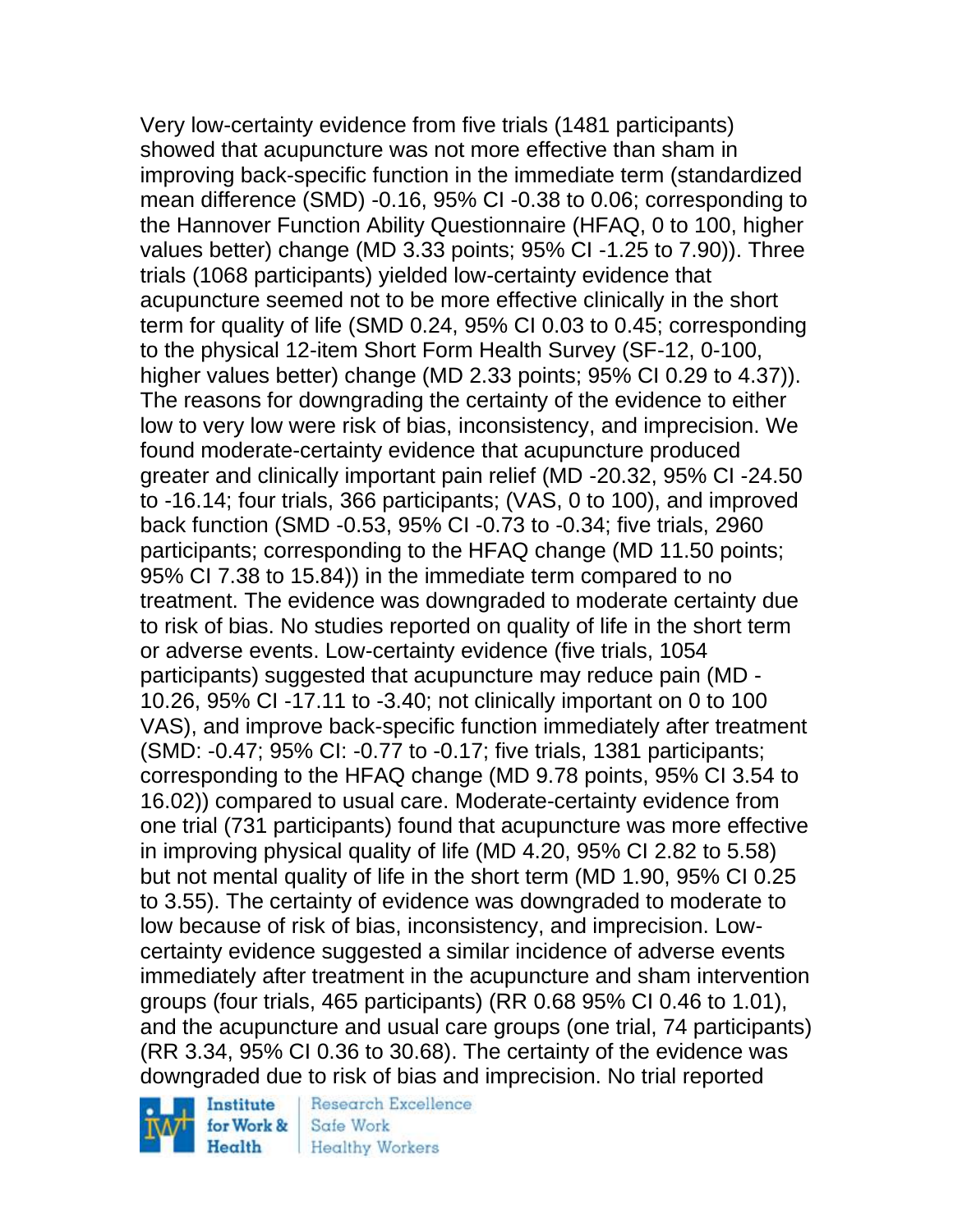Very low-certainty evidence from five trials (1481 participants) showed that acupuncture was not more effective than sham in improving back-specific function in the immediate term (standardized mean difference (SMD) -0.16, 95% CI -0.38 to 0.06; corresponding to the Hannover Function Ability Questionnaire (HFAQ, 0 to 100, higher values better) change (MD 3.33 points; 95% CI -1.25 to 7.90)). Three trials (1068 participants) yielded low-certainty evidence that acupuncture seemed not to be more effective clinically in the short term for quality of life (SMD 0.24, 95% CI 0.03 to 0.45; corresponding to the physical 12-item Short Form Health Survey (SF-12, 0-100, higher values better) change (MD 2.33 points; 95% CI 0.29 to 4.37)). The reasons for downgrading the certainty of the evidence to either low to very low were risk of bias, inconsistency, and imprecision. We found moderate-certainty evidence that acupuncture produced greater and clinically important pain relief (MD -20.32, 95% CI -24.50 to -16.14; four trials, 366 participants; (VAS, 0 to 100), and improved back function (SMD -0.53, 95% CI -0.73 to -0.34; five trials, 2960 participants; corresponding to the HFAQ change (MD 11.50 points; 95% CI 7.38 to 15.84)) in the immediate term compared to no treatment. The evidence was downgraded to moderate certainty due to risk of bias. No studies reported on quality of life in the short term or adverse events. Low-certainty evidence (five trials, 1054 participants) suggested that acupuncture may reduce pain (MD -10.26, 95% CI -17.11 to -3.40; not clinically important on 0 to 100 VAS), and improve back-specific function immediately after treatment (SMD: -0.47; 95% CI: -0.77 to -0.17; five trials, 1381 participants; corresponding to the HFAQ change (MD 9.78 points, 95% CI 3.54 to 16.02)) compared to usual care. Moderate-certainty evidence from one trial (731 participants) found that acupuncture was more effective in improving physical quality of life (MD 4.20, 95% CI 2.82 to 5.58) but not mental quality of life in the short term (MD 1.90, 95% CI 0.25 to 3.55). The certainty of evidence was downgraded to moderate to low because of risk of bias, inconsistency, and imprecision. Low-certainty evidence suggested a similar incidence of adverse events immediately after treatment in the acupuncture and sham intervention groups (four trials, 465 participants) (RR 0.68 95% CI 0.46 to 1.01), and the acupuncture and usual care groups (one trial, 74 participants) (RR 3.34, 95% CI 0.36 to 30.68). The certainty of the evidence was downgraded due to risk of bias and imprecision. No trial reported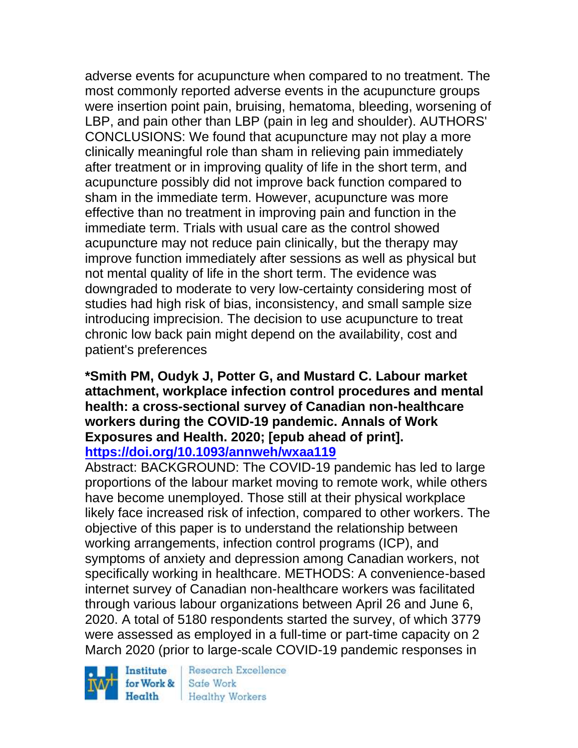adverse events for acupuncture when compared to no treatment. The most commonly reported adverse events in the acupuncture groups were insertion point pain, bruising, hematoma, bleeding, worsening of LBP, and pain other than LBP (pain in leg and shoulder). AUTHORS' CONCLUSIONS: We found that acupuncture may not play a more clinically meaningful role than sham in relieving pain immediately after treatment or in improving quality of life in the short term, and acupuncture possibly did not improve back function compared to sham in the immediate term. However, acupuncture was more effective than no treatment in improving pain and function in the immediate term. Trials with usual care as the control showed acupuncture may not reduce pain clinically, but the therapy may improve function immediately after sessions as well as physical but not mental quality of life in the short term. The evidence was downgraded to moderate to very low-certainty considering most of studies had high risk of bias, inconsistency, and small sample size introducing imprecision. The decision to use acupuncture to treat chronic low back pain might depend on the availability, cost and patient's preferences

**\*Smith PM, Oudyk J, Potter G, and Mustard C. Labour market attachment, workplace infection control procedures and mental health: a cross-sectional survey of Canadian non-healthcare workers during the COVID-19 pandemic. Annals of Work Exposures and Health. 2020; [epub ahead of print].**
**https://doi.org/10.1093/annweh/wxaa119**

Abstract: BACKGROUND: The COVID-19 pandemic has led to large proportions of the labour market moving to remote work, while others have become unemployed. Those still at their physical workplace likely face increased risk of infection, compared to other workers. The objective of this paper is to understand the relationship between working arrangements, infection control programs (ICP), and symptoms of anxiety and depression among Canadian workers, not specifically working in healthcare. METHODS: A convenience-based internet survey of Canadian non-healthcare workers was facilitated through various labour organizations between April 26 and June 6, 2020. A total of 5180 respondents started the survey, of which 3779 were assessed as employed in a full-time or part-time capacity on 2 March 2020 (prior to large-scale COVID-19 pandemic responses in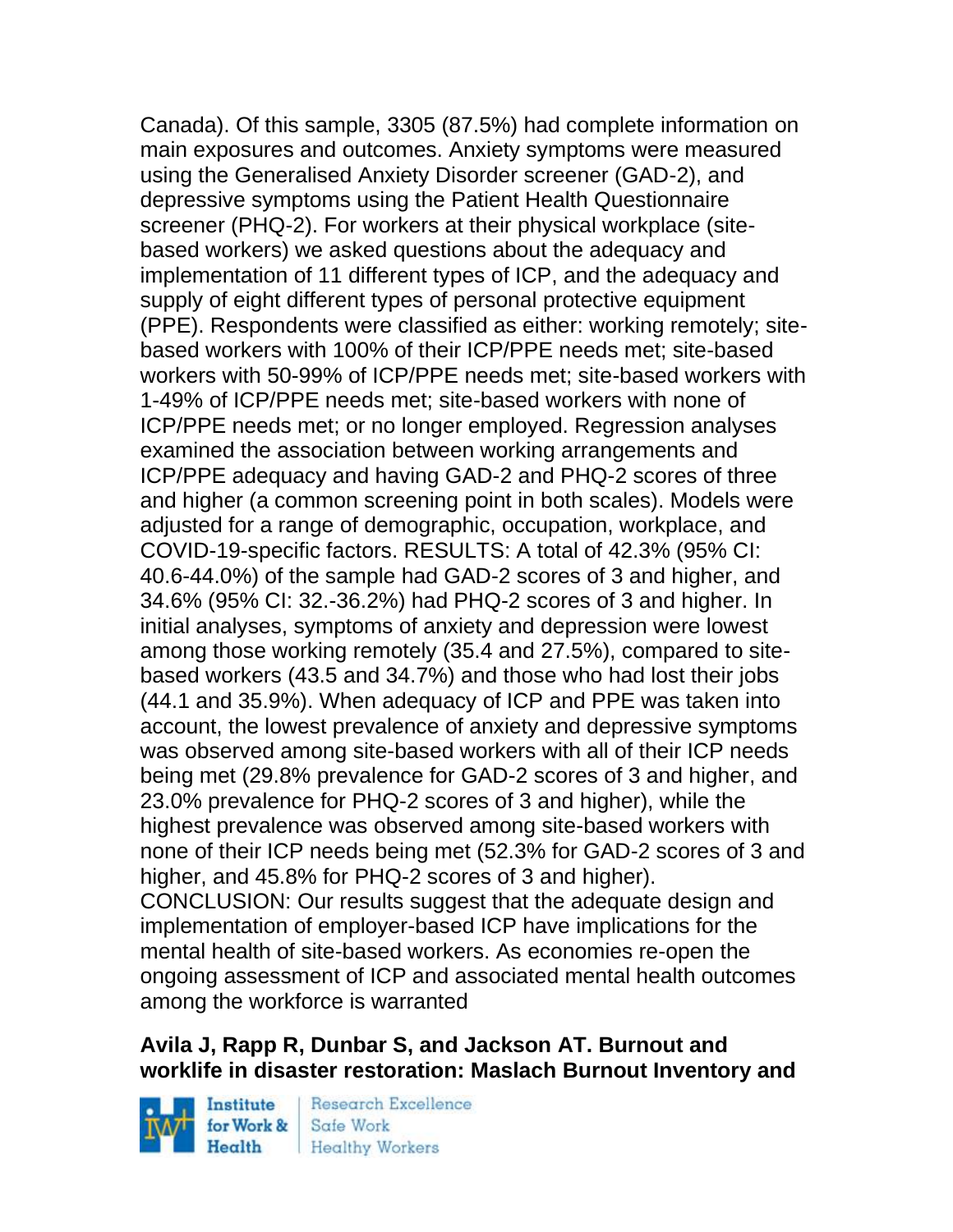Canada). Of this sample, 3305 (87.5%) had complete information on main exposures and outcomes. Anxiety symptoms were measured using the Generalised Anxiety Disorder screener (GAD-2), and depressive symptoms using the Patient Health Questionnaire screener (PHQ-2). For workers at their physical workplace (site-based workers) we asked questions about the adequacy and implementation of 11 different types of ICP, and the adequacy and supply of eight different types of personal protective equipment (PPE). Respondents were classified as either: working remotely; site-based workers with 100% of their ICP/PPE needs met; site-based workers with 50-99% of ICP/PPE needs met; site-based workers with 1-49% of ICP/PPE needs met; site-based workers with none of ICP/PPE needs met; or no longer employed. Regression analyses examined the association between working arrangements and ICP/PPE adequacy and having GAD-2 and PHQ-2 scores of three and higher (a common screening point in both scales). Models were adjusted for a range of demographic, occupation, workplace, and COVID-19-specific factors. RESULTS: A total of 42.3% (95% CI: 40.6-44.0%) of the sample had GAD-2 scores of 3 and higher, and 34.6% (95% CI: 32.-36.2%) had PHQ-2 scores of 3 and higher. In initial analyses, symptoms of anxiety and depression were lowest among those working remotely (35.4 and 27.5%), compared to site-based workers (43.5 and 34.7%) and those who had lost their jobs (44.1 and 35.9%). When adequacy of ICP and PPE was taken into account, the lowest prevalence of anxiety and depressive symptoms was observed among site-based workers with all of their ICP needs being met (29.8% prevalence for GAD-2 scores of 3 and higher, and 23.0% prevalence for PHQ-2 scores of 3 and higher), while the highest prevalence was observed among site-based workers with none of their ICP needs being met (52.3% for GAD-2 scores of 3 and higher, and 45.8% for PHQ-2 scores of 3 and higher). CONCLUSION: Our results suggest that the adequate design and implementation of employer-based ICP have implications for the mental health of site-based workers. As economies re-open the ongoing assessment of ICP and associated mental health outcomes among the workforce is warranted

**Avila J, Rapp R, Dunbar S, and Jackson AT. Burnout and worklife in disaster restoration: Maslach Burnout Inventory and**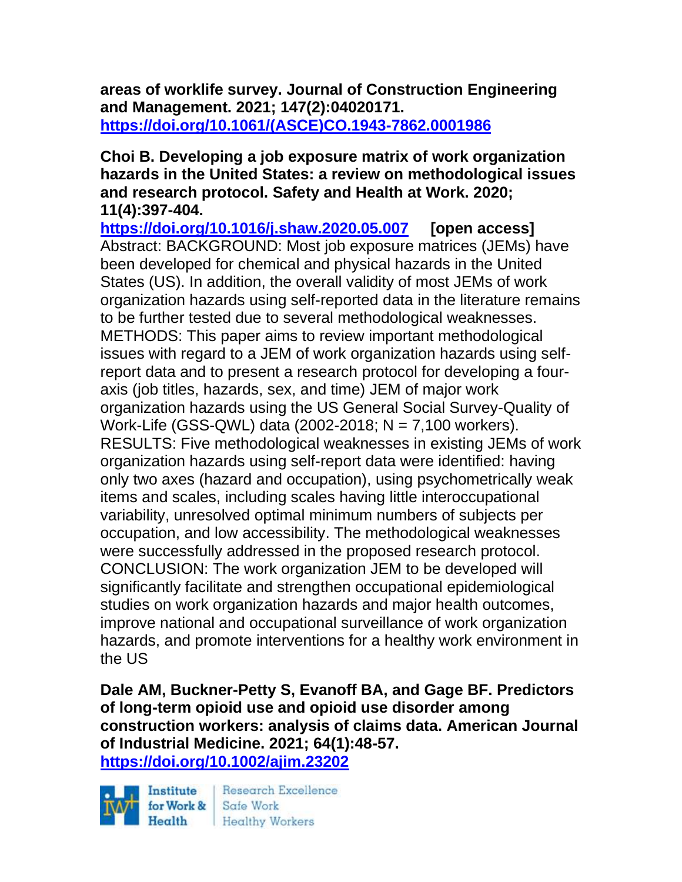**areas of worklife survey. Journal of Construction Engineering and Management. 2021; 147(2):04020171.**
**https://doi.org/10.1061/(ASCE)CO.1943-7862.0001986**

**Choi B. Developing a job exposure matrix of work organization hazards in the United States: a review on methodological issues and research protocol. Safety and Health at Work. 2020; 11(4):397-404.**
**https://doi.org/10.1016/j.shaw.2020.05.007 [open access]**
Abstract: BACKGROUND: Most job exposure matrices (JEMs) have been developed for chemical and physical hazards in the United States (US). In addition, the overall validity of most JEMs of work organization hazards using self-reported data in the literature remains to be further tested due to several methodological weaknesses. METHODS: This paper aims to review important methodological issues with regard to a JEM of work organization hazards using self-report data and to present a research protocol for developing a four-axis (job titles, hazards, sex, and time) JEM of major work organization hazards using the US General Social Survey-Quality of Work-Life (GSS-QWL) data (2002-2018; N = 7,100 workers). RESULTS: Five methodological weaknesses in existing JEMs of work organization hazards using self-report data were identified: having only two axes (hazard and occupation), using psychometrically weak items and scales, including scales having little interoccupational variability, unresolved optimal minimum numbers of subjects per occupation, and low accessibility. The methodological weaknesses were successfully addressed in the proposed research protocol. CONCLUSION: The work organization JEM to be developed will significantly facilitate and strengthen occupational epidemiological studies on work organization hazards and major health outcomes, improve national and occupational surveillance of work organization hazards, and promote interventions for a healthy work environment in the US

**Dale AM, Buckner-Petty S, Evanoff BA, and Gage BF. Predictors of long-term opioid use and opioid use disorder among construction workers: analysis of claims data. American Journal of Industrial Medicine. 2021; 64(1):48-57.**
**https://doi.org/10.1002/ajim.23202**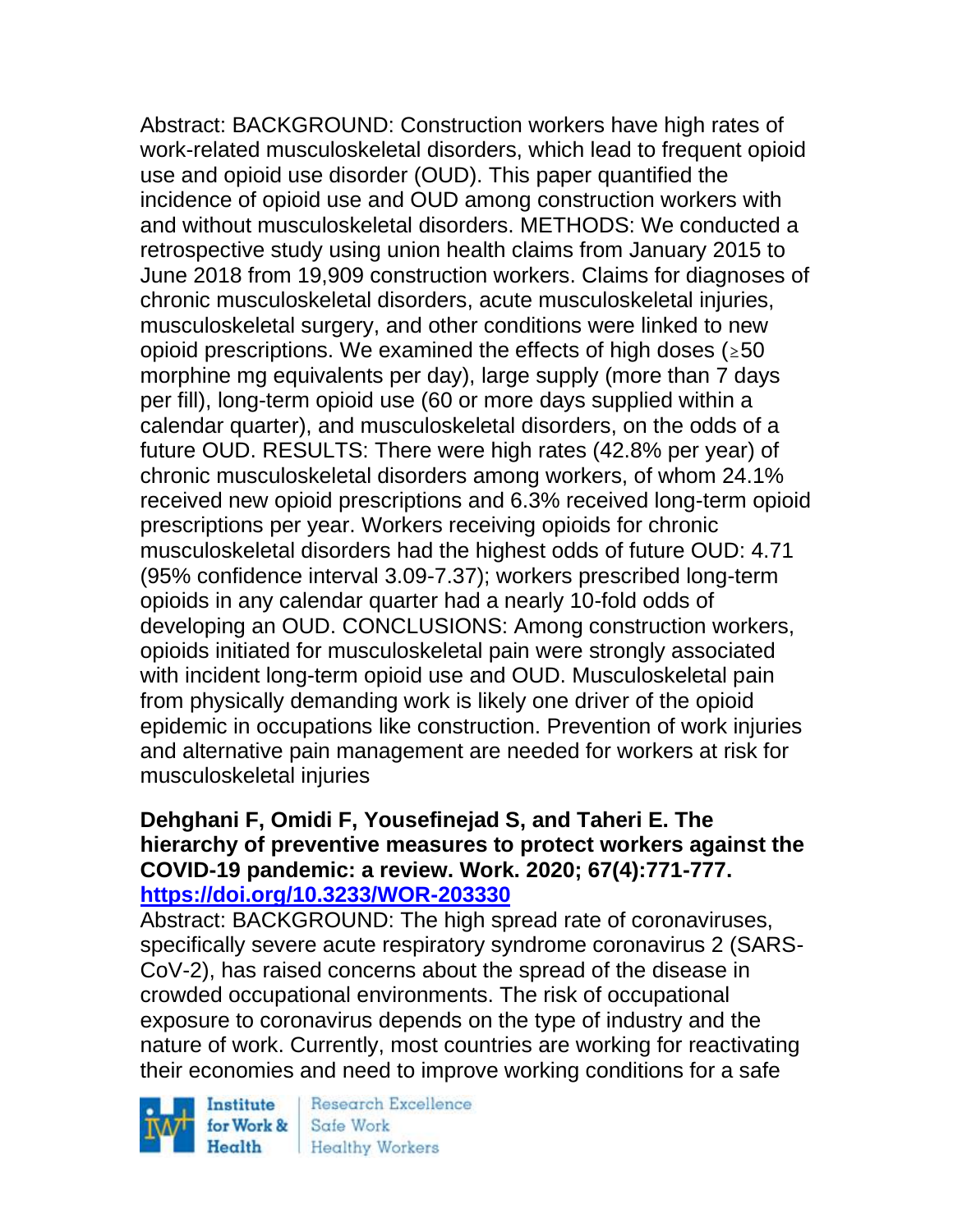Abstract: BACKGROUND: Construction workers have high rates of work-related musculoskeletal disorders, which lead to frequent opioid use and opioid use disorder (OUD). This paper quantified the incidence of opioid use and OUD among construction workers with and without musculoskeletal disorders. METHODS: We conducted a retrospective study using union health claims from January 2015 to June 2018 from 19,909 construction workers. Claims for diagnoses of chronic musculoskeletal disorders, acute musculoskeletal injuries, musculoskeletal surgery, and other conditions were linked to new opioid prescriptions. We examined the effects of high doses (≥50 morphine mg equivalents per day), large supply (more than 7 days per fill), long-term opioid use (60 or more days supplied within a calendar quarter), and musculoskeletal disorders, on the odds of a future OUD. RESULTS: There were high rates (42.8% per year) of chronic musculoskeletal disorders among workers, of whom 24.1% received new opioid prescriptions and 6.3% received long-term opioid prescriptions per year. Workers receiving opioids for chronic musculoskeletal disorders had the highest odds of future OUD: 4.71 (95% confidence interval 3.09-7.37); workers prescribed long-term opioids in any calendar quarter had a nearly 10-fold odds of developing an OUD. CONCLUSIONS: Among construction workers, opioids initiated for musculoskeletal pain were strongly associated with incident long-term opioid use and OUD. Musculoskeletal pain from physically demanding work is likely one driver of the opioid epidemic in occupations like construction. Prevention of work injuries and alternative pain management are needed for workers at risk for musculoskeletal injuries

**Dehghani F, Omidi F, Yousefinejad S, and Taheri E. The hierarchy of preventive measures to protect workers against the COVID-19 pandemic: a review. Work. 2020; 67(4):771-777.**
**https://doi.org/10.3233/WOR-203330**

Abstract: BACKGROUND: The high spread rate of coronaviruses, specifically severe acute respiratory syndrome coronavirus 2 (SARS-CoV-2), has raised concerns about the spread of the disease in crowded occupational environments. The risk of occupational exposure to coronavirus depends on the type of industry and the nature of work. Currently, most countries are working for reactivating their economies and need to improve working conditions for a safe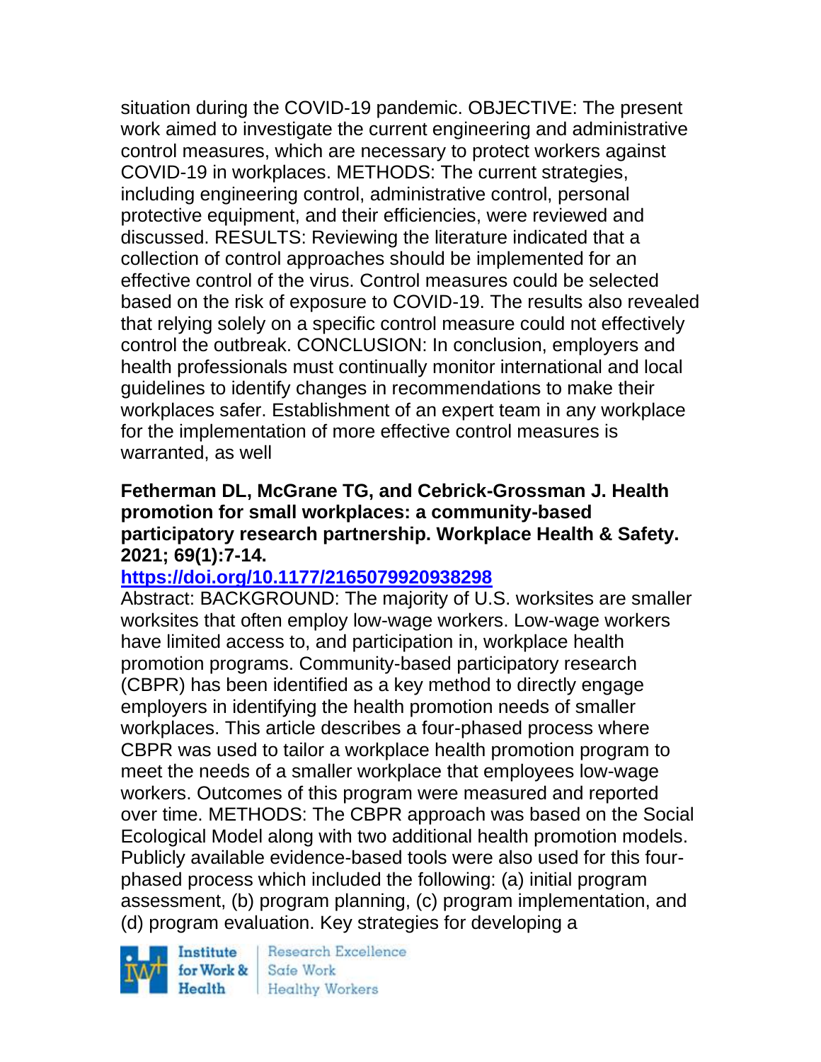situation during the COVID-19 pandemic. OBJECTIVE: The present work aimed to investigate the current engineering and administrative control measures, which are necessary to protect workers against COVID-19 in workplaces. METHODS: The current strategies, including engineering control, administrative control, personal protective equipment, and their efficiencies, were reviewed and discussed. RESULTS: Reviewing the literature indicated that a collection of control approaches should be implemented for an effective control of the virus. Control measures could be selected based on the risk of exposure to COVID-19. The results also revealed that relying solely on a specific control measure could not effectively control the outbreak. CONCLUSION: In conclusion, employers and health professionals must continually monitor international and local guidelines to identify changes in recommendations to make their workplaces safer. Establishment of an expert team in any workplace for the implementation of more effective control measures is warranted, as well

**Fetherman DL, McGrane TG, and Cebrick-Grossman J. Health promotion for small workplaces: a community-based participatory research partnership. Workplace Health & Safety. 2021; 69(1):7-14.**

**https://doi.org/10.1177/2165079920938298**

Abstract: BACKGROUND: The majority of U.S. worksites are smaller worksites that often employ low-wage workers. Low-wage workers have limited access to, and participation in, workplace health promotion programs. Community-based participatory research (CBPR) has been identified as a key method to directly engage employers in identifying the health promotion needs of smaller workplaces. This article describes a four-phased process where CBPR was used to tailor a workplace health promotion program to meet the needs of a smaller workplace that employees low-wage workers. Outcomes of this program were measured and reported over time. METHODS: The CBPR approach was based on the Social Ecological Model along with two additional health promotion models. Publicly available evidence-based tools were also used for this four-phased process which included the following: (a) initial program assessment, (b) program planning, (c) program implementation, and (d) program evaluation. Key strategies for developing a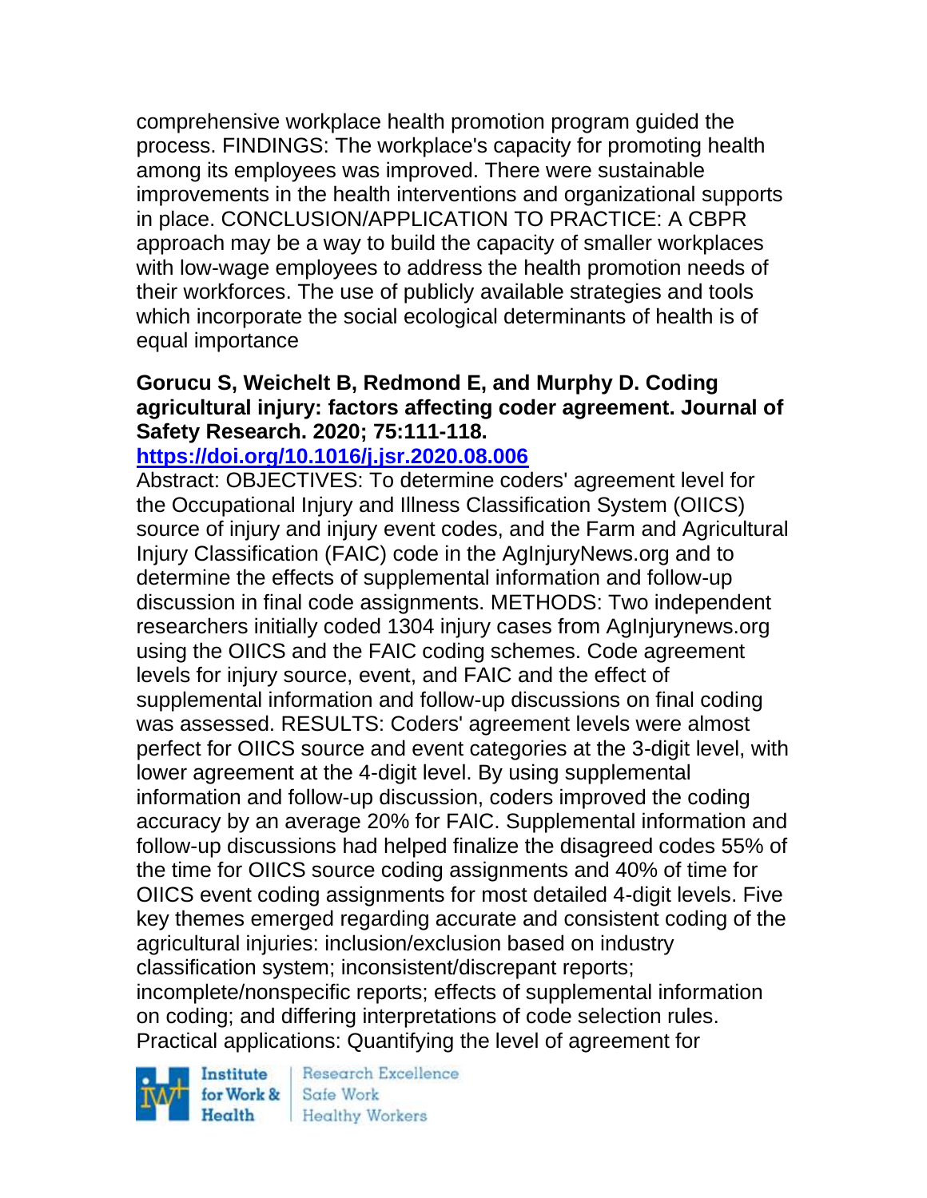comprehensive workplace health promotion program guided the process. FINDINGS: The workplace's capacity for promoting health among its employees was improved. There were sustainable improvements in the health interventions and organizational supports in place. CONCLUSION/APPLICATION TO PRACTICE: A CBPR approach may be a way to build the capacity of smaller workplaces with low-wage employees to address the health promotion needs of their workforces. The use of publicly available strategies and tools which incorporate the social ecological determinants of health is of equal importance

**Gorucu S, Weichelt B, Redmond E, and Murphy D. Coding agricultural injury: factors affecting coder agreement. Journal of Safety Research. 2020; 75:111-118.**
**https://doi.org/10.1016/j.jsr.2020.08.006**

Abstract: OBJECTIVES: To determine coders' agreement level for the Occupational Injury and Illness Classification System (OIICS) source of injury and injury event codes, and the Farm and Agricultural Injury Classification (FAIC) code in the AgInjuryNews.org and to determine the effects of supplemental information and follow-up discussion in final code assignments. METHODS: Two independent researchers initially coded 1304 injury cases from AgInjurynews.org using the OIICS and the FAIC coding schemes. Code agreement levels for injury source, event, and FAIC and the effect of supplemental information and follow-up discussions on final coding was assessed. RESULTS: Coders' agreement levels were almost perfect for OIICS source and event categories at the 3-digit level, with lower agreement at the 4-digit level. By using supplemental information and follow-up discussion, coders improved the coding accuracy by an average 20% for FAIC. Supplemental information and follow-up discussions had helped finalize the disagreed codes 55% of the time for OIICS source coding assignments and 40% of time for OIICS event coding assignments for most detailed 4-digit levels. Five key themes emerged regarding accurate and consistent coding of the agricultural injuries: inclusion/exclusion based on industry classification system; inconsistent/discrepant reports; incomplete/nonspecific reports; effects of supplemental information on coding; and differing interpretations of code selection rules. Practical applications: Quantifying the level of agreement for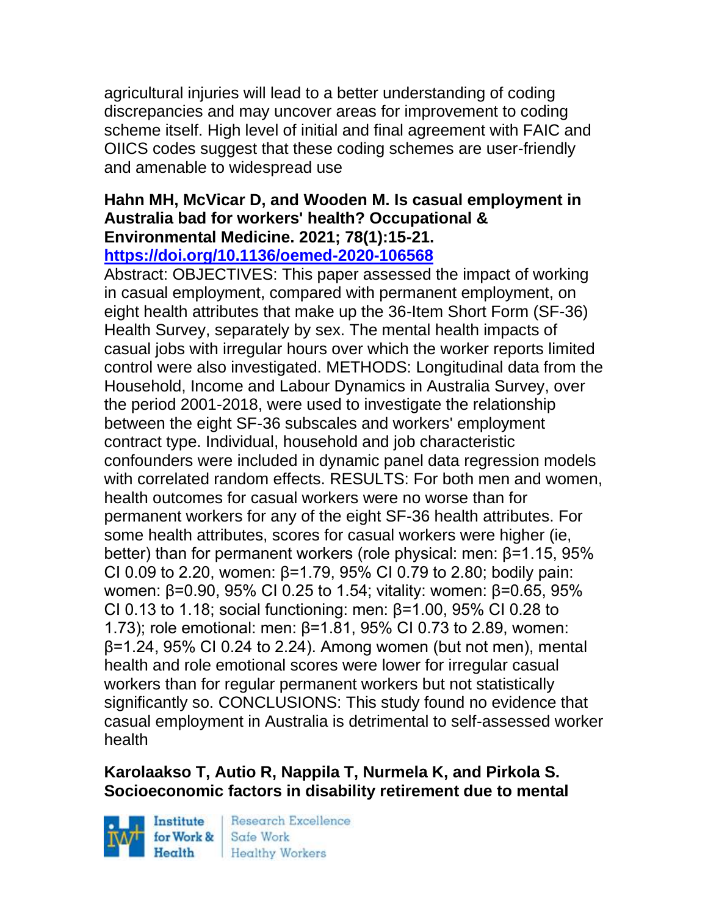agricultural injuries will lead to a better understanding of coding discrepancies and may uncover areas for improvement to coding scheme itself. High level of initial and final agreement with FAIC and OIICS codes suggest that these coding schemes are user-friendly and amenable to widespread use

**Hahn MH, McVicar D, and Wooden M. Is casual employment in Australia bad for workers' health? Occupational & Environmental Medicine. 2021; 78(1):15-21.**
**https://doi.org/10.1136/oemed-2020-106568**

Abstract: OBJECTIVES: This paper assessed the impact of working in casual employment, compared with permanent employment, on eight health attributes that make up the 36-Item Short Form (SF-36) Health Survey, separately by sex. The mental health impacts of casual jobs with irregular hours over which the worker reports limited control were also investigated. METHODS: Longitudinal data from the Household, Income and Labour Dynamics in Australia Survey, over the period 2001-2018, were used to investigate the relationship between the eight SF-36 subscales and workers' employment contract type. Individual, household and job characteristic confounders were included in dynamic panel data regression models with correlated random effects. RESULTS: For both men and women, health outcomes for casual workers were no worse than for permanent workers for any of the eight SF-36 health attributes. For some health attributes, scores for casual workers were higher (ie, better) than for permanent workers (role physical: men: $\beta$=1.15, 95% CI 0.09 to 2.20, women: $\beta$=1.79, 95% CI 0.79 to 2.80; bodily pain: women: $\beta$=0.90, 95% CI 0.25 to 1.54; vitality: women: $\beta$=0.65, 95% CI 0.13 to 1.18; social functioning: men: $\beta$=1.00, 95% CI 0.28 to 1.73); role emotional: men: $\beta$=1.81, 95% CI 0.73 to 2.89, women: $\beta$=1.24, 95% CI 0.24 to 2.24). Among women (but not men), mental health and role emotional scores were lower for irregular casual workers than for regular permanent workers but not statistically significantly so. CONCLUSIONS: This study found no evidence that casual employment in Australia is detrimental to self-assessed worker health

**Karolaakso T, Autio R, Nappila T, Nurmela K, and Pirkola S. Socioeconomic factors in disability retirement due to mental**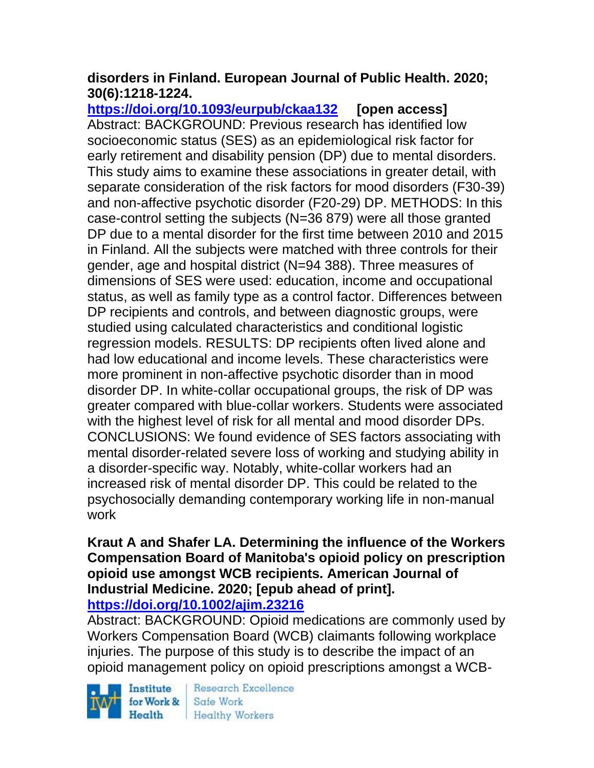**disorders in Finland. European Journal of Public Health. 2020; 30(6):1218-1224.**

**https://doi.org/10.1093/eurpub/ckaa132** **[open access]**

Abstract: BACKGROUND: Previous research has identified low socioeconomic status (SES) as an epidemiological risk factor for early retirement and disability pension (DP) due to mental disorders. This study aims to examine these associations in greater detail, with separate consideration of the risk factors for mood disorders (F30-39) and non-affective psychotic disorder (F20-29) DP. METHODS: In this case-control setting the subjects (N=36 879) were all those granted DP due to a mental disorder for the first time between 2010 and 2015 in Finland. All the subjects were matched with three controls for their gender, age and hospital district (N=94 388). Three measures of dimensions of SES were used: education, income and occupational status, as well as family type as a control factor. Differences between DP recipients and controls, and between diagnostic groups, were studied using calculated characteristics and conditional logistic regression models. RESULTS: DP recipients often lived alone and had low educational and income levels. These characteristics were more prominent in non-affective psychotic disorder than in mood disorder DP. In white-collar occupational groups, the risk of DP was greater compared with blue-collar workers. Students were associated with the highest level of risk for all mental and mood disorder DPs. CONCLUSIONS: We found evidence of SES factors associating with mental disorder-related severe loss of working and studying ability in a disorder-specific way. Notably, white-collar workers had an increased risk of mental disorder DP. This could be related to the psychosocially demanding contemporary working life in non-manual work

**Kraut A and Shafer LA. Determining the influence of the Workers Compensation Board of Manitoba's opioid policy on prescription opioid use amongst WCB recipients. American Journal of Industrial Medicine. 2020; [epub ahead of print].**

**https://doi.org/10.1002/ajim.23216**

Abstract: BACKGROUND: Opioid medications are commonly used by Workers Compensation Board (WCB) claimants following workplace injuries. The purpose of this study is to describe the impact of an opioid management policy on opioid prescriptions amongst a WCB-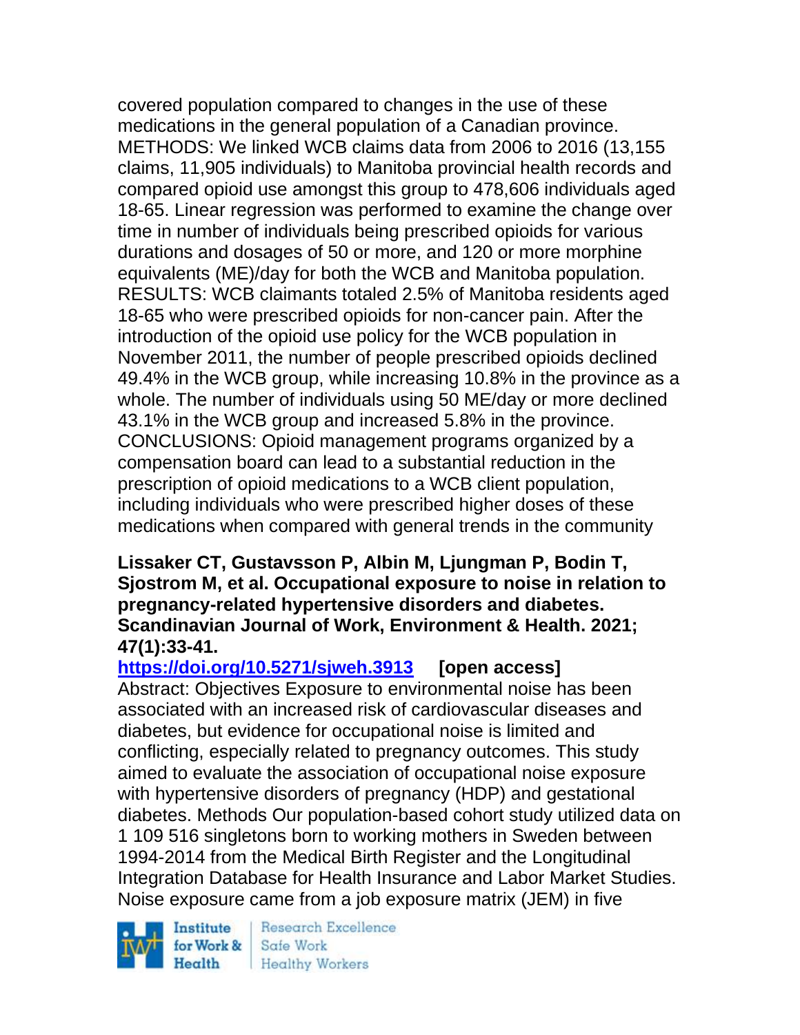covered population compared to changes in the use of these medications in the general population of a Canadian province. METHODS: We linked WCB claims data from 2006 to 2016 (13,155 claims, 11,905 individuals) to Manitoba provincial health records and compared opioid use amongst this group to 478,606 individuals aged 18-65. Linear regression was performed to examine the change over time in number of individuals being prescribed opioids for various durations and dosages of 50 or more, and 120 or more morphine equivalents (ME)/day for both the WCB and Manitoba population. RESULTS: WCB claimants totaled 2.5% of Manitoba residents aged 18-65 who were prescribed opioids for non-cancer pain. After the introduction of the opioid use policy for the WCB population in November 2011, the number of people prescribed opioids declined 49.4% in the WCB group, while increasing 10.8% in the province as a whole. The number of individuals using 50 ME/day or more declined 43.1% in the WCB group and increased 5.8% in the province. CONCLUSIONS: Opioid management programs organized by a compensation board can lead to a substantial reduction in the prescription of opioid medications to a WCB client population, including individuals who were prescribed higher doses of these medications when compared with general trends in the community

**Lissaker CT, Gustavsson P, Albin M, Ljungman P, Bodin T, Sjostrom M, et al. Occupational exposure to noise in relation to pregnancy-related hypertensive disorders and diabetes. Scandinavian Journal of Work, Environment & Health. 2021; 47(1):33-41.**

**https://doi.org/10.5271/sjweh.3913 [open access]**

Abstract: Objectives Exposure to environmental noise has been associated with an increased risk of cardiovascular diseases and diabetes, but evidence for occupational noise is limited and conflicting, especially related to pregnancy outcomes. This study aimed to evaluate the association of occupational noise exposure with hypertensive disorders of pregnancy (HDP) and gestational diabetes. Methods Our population-based cohort study utilized data on 1 109 516 singletons born to working mothers in Sweden between 1994-2014 from the Medical Birth Register and the Longitudinal Integration Database for Health Insurance and Labor Market Studies. Noise exposure came from a job exposure matrix (JEM) in five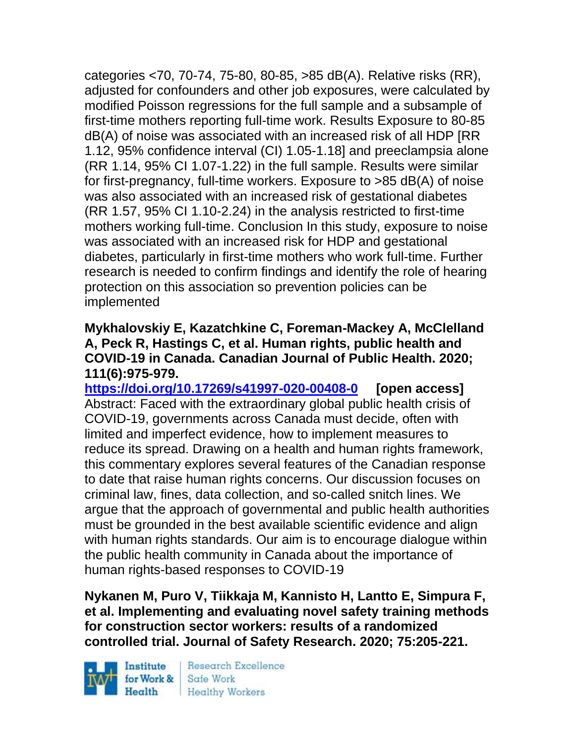categories <70, 70-74, 75-80, 80-85, >85 dB(A). Relative risks (RR), adjusted for confounders and other job exposures, were calculated by modified Poisson regressions for the full sample and a subsample of first-time mothers reporting full-time work. Results Exposure to 80-85 dB(A) of noise was associated with an increased risk of all HDP [RR 1.12, 95% confidence interval (CI) 1.05-1.18] and preeclampsia alone (RR 1.14, 95% CI 1.07-1.22) in the full sample. Results were similar for first-pregnancy, full-time workers. Exposure to >85 dB(A) of noise was also associated with an increased risk of gestational diabetes (RR 1.57, 95% CI 1.10-2.24) in the analysis restricted to first-time mothers working full-time. Conclusion In this study, exposure to noise was associated with an increased risk for HDP and gestational diabetes, particularly in first-time mothers who work full-time. Further research is needed to confirm findings and identify the role of hearing protection on this association so prevention policies can be implemented

**Mykhalovskiy E, Kazatchkine C, Foreman-Mackey A, McClelland A, Peck R, Hastings C, et al. Human rights, public health and COVID-19 in Canada. Canadian Journal of Public Health. 2020; 111(6):975-979.**

https://doi.org/10.17269/s41997-020-00408-0 **[open access]**
Abstract: Faced with the extraordinary global public health crisis of COVID-19, governments across Canada must decide, often with limited and imperfect evidence, how to implement measures to reduce its spread. Drawing on a health and human rights framework, this commentary explores several features of the Canadian response to date that raise human rights concerns. Our discussion focuses on criminal law, fines, data collection, and so-called snitch lines. We argue that the approach of governmental and public health authorities must be grounded in the best available scientific evidence and align with human rights standards. Our aim is to encourage dialogue within the public health community in Canada about the importance of human rights-based responses to COVID-19

**Nykanen M, Puro V, Tiikkaja M, Kannisto H, Lantto E, Simpura F, et al. Implementing and evaluating novel safety training methods for construction sector workers: results of a randomized controlled trial. Journal of Safety Research. 2020; 75:205-221.**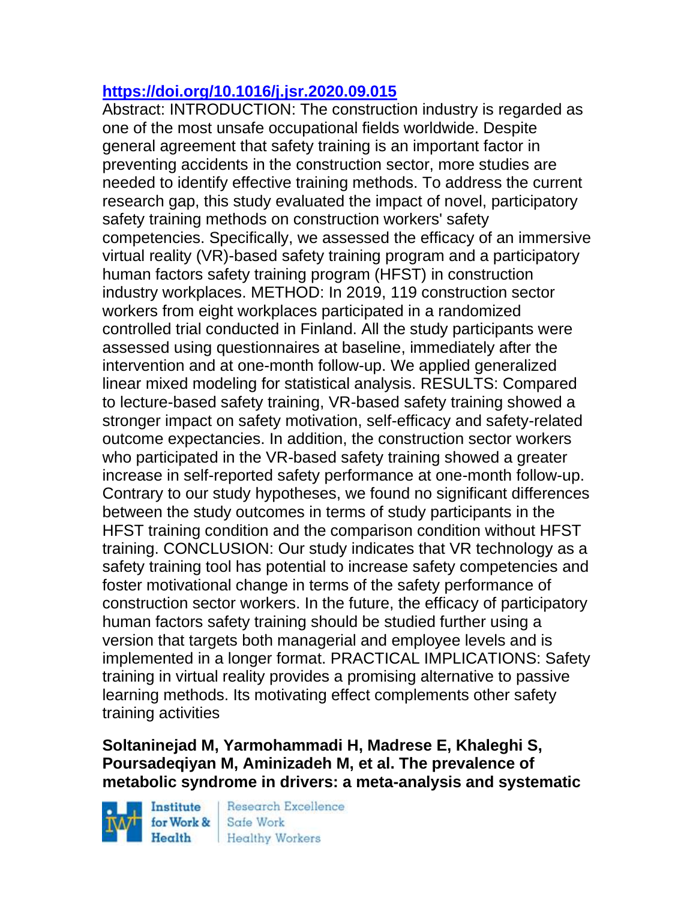https://doi.org/10.1016/j.jsr.2020.09.015

Abstract: INTRODUCTION: The construction industry is regarded as one of the most unsafe occupational fields worldwide. Despite general agreement that safety training is an important factor in preventing accidents in the construction sector, more studies are needed to identify effective training methods. To address the current research gap, this study evaluated the impact of novel, participatory safety training methods on construction workers' safety competencies. Specifically, we assessed the efficacy of an immersive virtual reality (VR)-based safety training program and a participatory human factors safety training program (HFST) in construction industry workplaces. METHOD: In 2019, 119 construction sector workers from eight workplaces participated in a randomized controlled trial conducted in Finland. All the study participants were assessed using questionnaires at baseline, immediately after the intervention and at one-month follow-up. We applied generalized linear mixed modeling for statistical analysis. RESULTS: Compared to lecture-based safety training, VR-based safety training showed a stronger impact on safety motivation, self-efficacy and safety-related outcome expectancies. In addition, the construction sector workers who participated in the VR-based safety training showed a greater increase in self-reported safety performance at one-month follow-up. Contrary to our study hypotheses, we found no significant differences between the study outcomes in terms of study participants in the HFST training condition and the comparison condition without HFST training. CONCLUSION: Our study indicates that VR technology as a safety training tool has potential to increase safety competencies and foster motivational change in terms of the safety performance of construction sector workers. In the future, the efficacy of participatory human factors safety training should be studied further using a version that targets both managerial and employee levels and is implemented in a longer format. PRACTICAL IMPLICATIONS: Safety training in virtual reality provides a promising alternative to passive learning methods. Its motivating effect complements other safety training activities

**Soltaninejad M, Yarmohammadi H, Madrese E, Khaleghi S, Poursadeqiyan M, Aminizadeh M, et al. The prevalence of metabolic syndrome in drivers: a meta-analysis and systematic**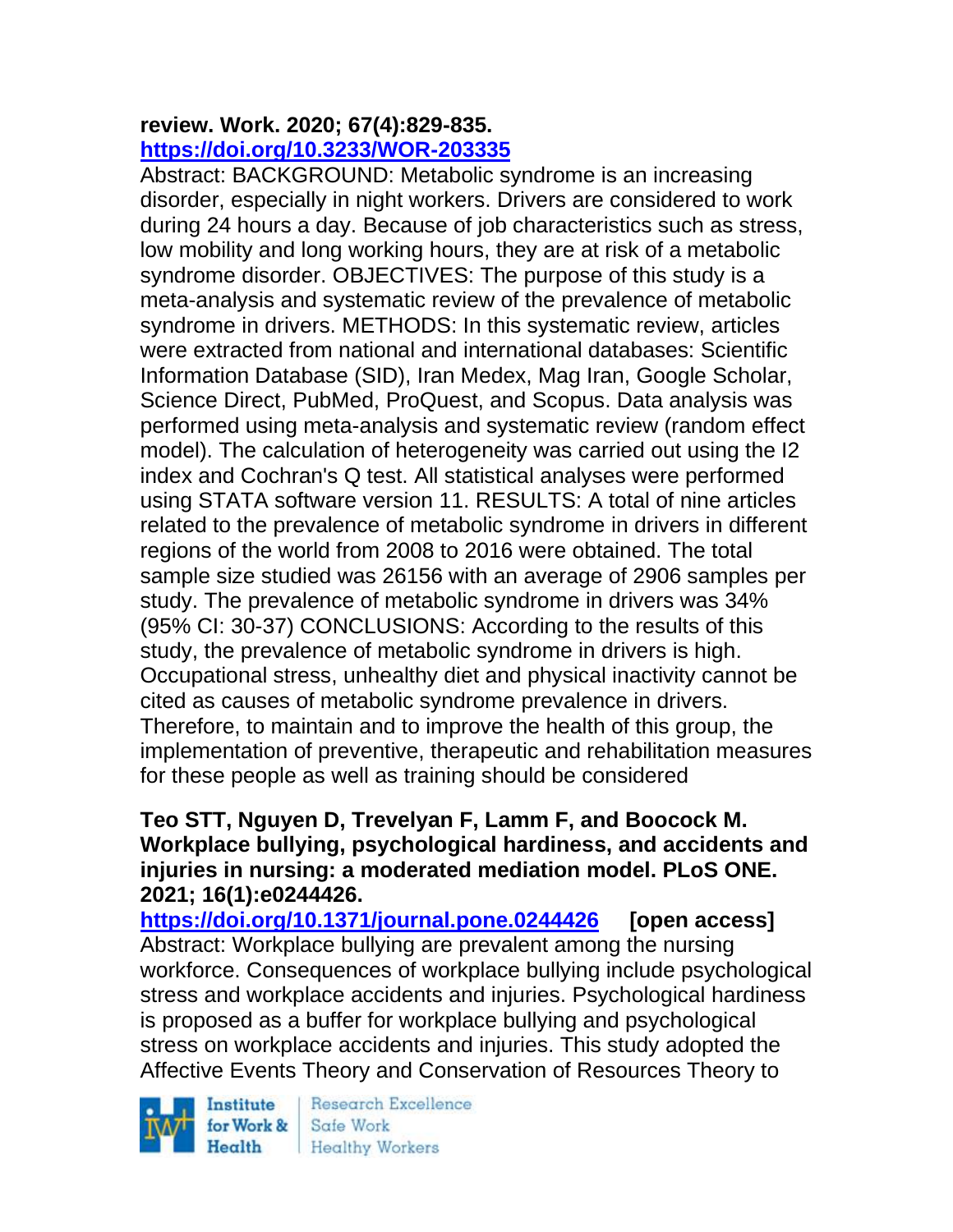**review. Work. 2020; 67(4):829-835.**
**https://doi.org/10.3233/WOR-203335**

Abstract: BACKGROUND: Metabolic syndrome is an increasing disorder, especially in night workers. Drivers are considered to work during 24 hours a day. Because of job characteristics such as stress, low mobility and long working hours, they are at risk of a metabolic syndrome disorder. OBJECTIVES: The purpose of this study is a meta-analysis and systematic review of the prevalence of metabolic syndrome in drivers. METHODS: In this systematic review, articles were extracted from national and international databases: Scientific Information Database (SID), Iran Medex, Mag Iran, Google Scholar, Science Direct, PubMed, ProQuest, and Scopus. Data analysis was performed using meta-analysis and systematic review (random effect model). The calculation of heterogeneity was carried out using the I2 index and Cochran's Q test. All statistical analyses were performed using STATA software version 11. RESULTS: A total of nine articles related to the prevalence of metabolic syndrome in drivers in different regions of the world from 2008 to 2016 were obtained. The total sample size studied was 26156 with an average of 2906 samples per study. The prevalence of metabolic syndrome in drivers was 34% (95% CI: 30-37) CONCLUSIONS: According to the results of this study, the prevalence of metabolic syndrome in drivers is high. Occupational stress, unhealthy diet and physical inactivity cannot be cited as causes of metabolic syndrome prevalence in drivers. Therefore, to maintain and to improve the health of this group, the implementation of preventive, therapeutic and rehabilitation measures for these people as well as training should be considered

**Teo STT, Nguyen D, Trevelyan F, Lamm F, and Boocock M. Workplace bullying, psychological hardiness, and accidents and injuries in nursing: a moderated mediation model. PLoS ONE. 2021; 16(1):e0244426.**
**https://doi.org/10.1371/journal.pone.0244426** **[open access]**

Abstract: Workplace bullying are prevalent among the nursing workforce. Consequences of workplace bullying include psychological stress and workplace accidents and injuries. Psychological hardiness is proposed as a buffer for workplace bullying and psychological stress on workplace accidents and injuries. This study adopted the Affective Events Theory and Conservation of Resources Theory to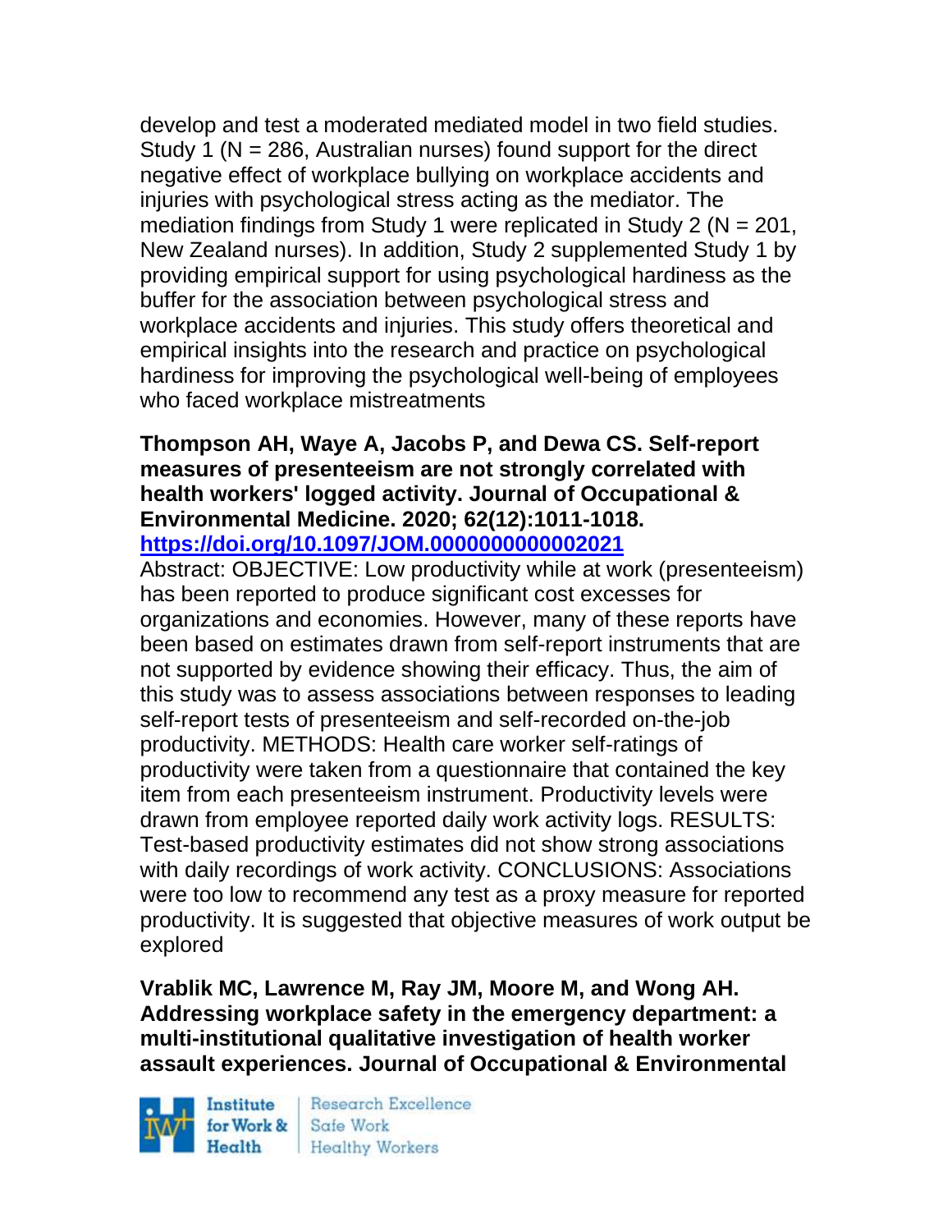develop and test a moderated mediated model in two field studies. Study 1 (N = 286, Australian nurses) found support for the direct negative effect of workplace bullying on workplace accidents and injuries with psychological stress acting as the mediator. The mediation findings from Study 1 were replicated in Study 2 (N = 201, New Zealand nurses). In addition, Study 2 supplemented Study 1 by providing empirical support for using psychological hardiness as the buffer for the association between psychological stress and workplace accidents and injuries. This study offers theoretical and empirical insights into the research and practice on psychological hardiness for improving the psychological well-being of employees who faced workplace mistreatments

**Thompson AH, Waye A, Jacobs P, and Dewa CS. Self-report measures of presenteeism are not strongly correlated with health workers' logged activity. Journal of Occupational & Environmental Medicine. 2020; 62(12):1011-1018. https://doi.org/10.1097/JOM.0000000000002021**

Abstract: OBJECTIVE: Low productivity while at work (presenteeism) has been reported to produce significant cost excesses for organizations and economies. However, many of these reports have been based on estimates drawn from self-report instruments that are not supported by evidence showing their efficacy. Thus, the aim of this study was to assess associations between responses to leading self-report tests of presenteeism and self-recorded on-the-job productivity. METHODS: Health care worker self-ratings of productivity were taken from a questionnaire that contained the key item from each presenteeism instrument. Productivity levels were drawn from employee reported daily work activity logs. RESULTS: Test-based productivity estimates did not show strong associations with daily recordings of work activity. CONCLUSIONS: Associations were too low to recommend any test as a proxy measure for reported productivity. It is suggested that objective measures of work output be explored

**Vrablik MC, Lawrence M, Ray JM, Moore M, and Wong AH. Addressing workplace safety in the emergency department: a multi-institutional qualitative investigation of health worker assault experiences. Journal of Occupational & Environmental**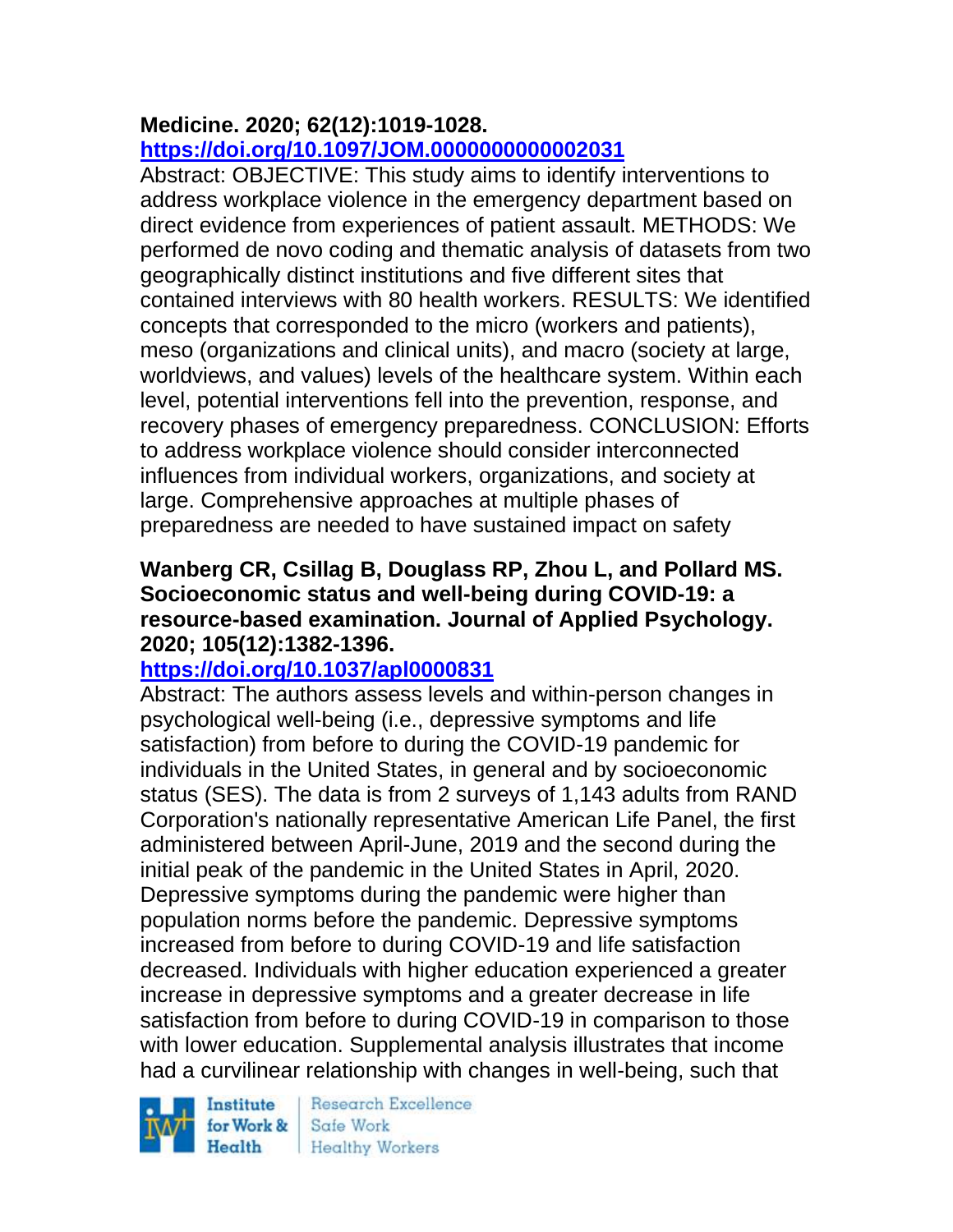**Medicine. 2020; 62(12):1019-1028.**
**https://doi.org/10.1097/JOM.0000000000002031**

Abstract: OBJECTIVE: This study aims to identify interventions to address workplace violence in the emergency department based on direct evidence from experiences of patient assault. METHODS: We performed de novo coding and thematic analysis of datasets from two geographically distinct institutions and five different sites that contained interviews with 80 health workers. RESULTS: We identified concepts that corresponded to the micro (workers and patients), meso (organizations and clinical units), and macro (society at large, worldviews, and values) levels of the healthcare system. Within each level, potential interventions fell into the prevention, response, and recovery phases of emergency preparedness. CONCLUSION: Efforts to address workplace violence should consider interconnected influences from individual workers, organizations, and society at large. Comprehensive approaches at multiple phases of preparedness are needed to have sustained impact on safety

**Wanberg CR, Csillag B, Douglass RP, Zhou L, and Pollard MS. Socioeconomic status and well-being during COVID-19: a resource-based examination. Journal of Applied Psychology. 2020; 105(12):1382-1396.**
**https://doi.org/10.1037/apl0000831**

Abstract: The authors assess levels and within-person changes in psychological well-being (i.e., depressive symptoms and life satisfaction) from before to during the COVID-19 pandemic for individuals in the United States, in general and by socioeconomic status (SES). The data is from 2 surveys of 1,143 adults from RAND Corporation's nationally representative American Life Panel, the first administered between April-June, 2019 and the second during the initial peak of the pandemic in the United States in April, 2020. Depressive symptoms during the pandemic were higher than population norms before the pandemic. Depressive symptoms increased from before to during COVID-19 and life satisfaction decreased. Individuals with higher education experienced a greater increase in depressive symptoms and a greater decrease in life satisfaction from before to during COVID-19 in comparison to those with lower education. Supplemental analysis illustrates that income had a curvilinear relationship with changes in well-being, such that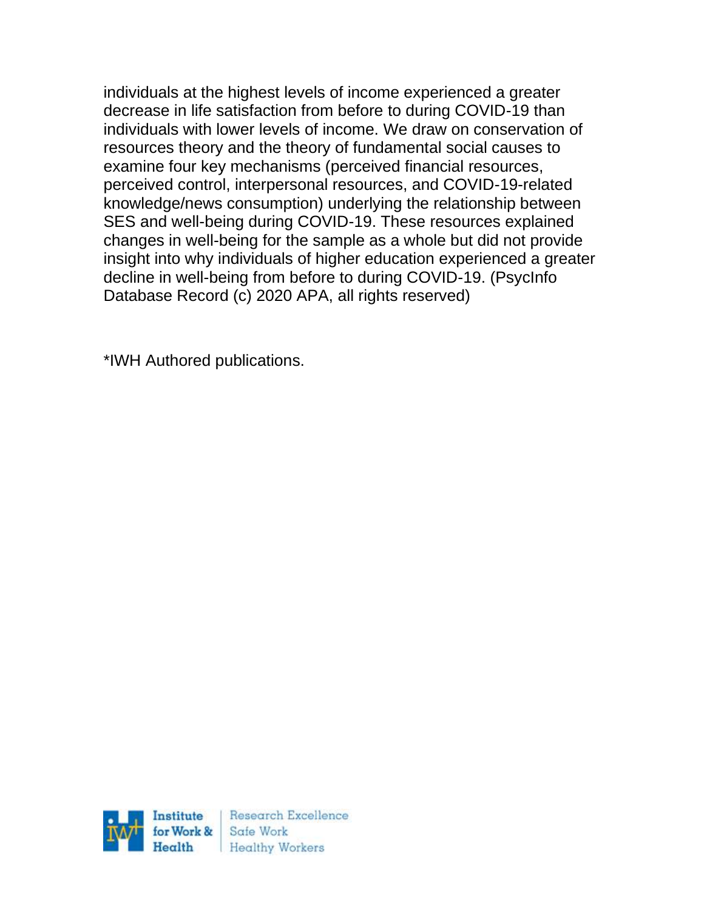individuals at the highest levels of income experienced a greater decrease in life satisfaction from before to during COVID-19 than individuals with lower levels of income. We draw on conservation of resources theory and the theory of fundamental social causes to examine four key mechanisms (perceived financial resources, perceived control, interpersonal resources, and COVID-19-related knowledge/news consumption) underlying the relationship between SES and well-being during COVID-19. These resources explained changes in well-being for the sample as a whole but did not provide insight into why individuals of higher education experienced a greater decline in well-being from before to during COVID-19. (PsycInfo Database Record (c) 2020 APA, all rights reserved)

*IWH Authored publications.